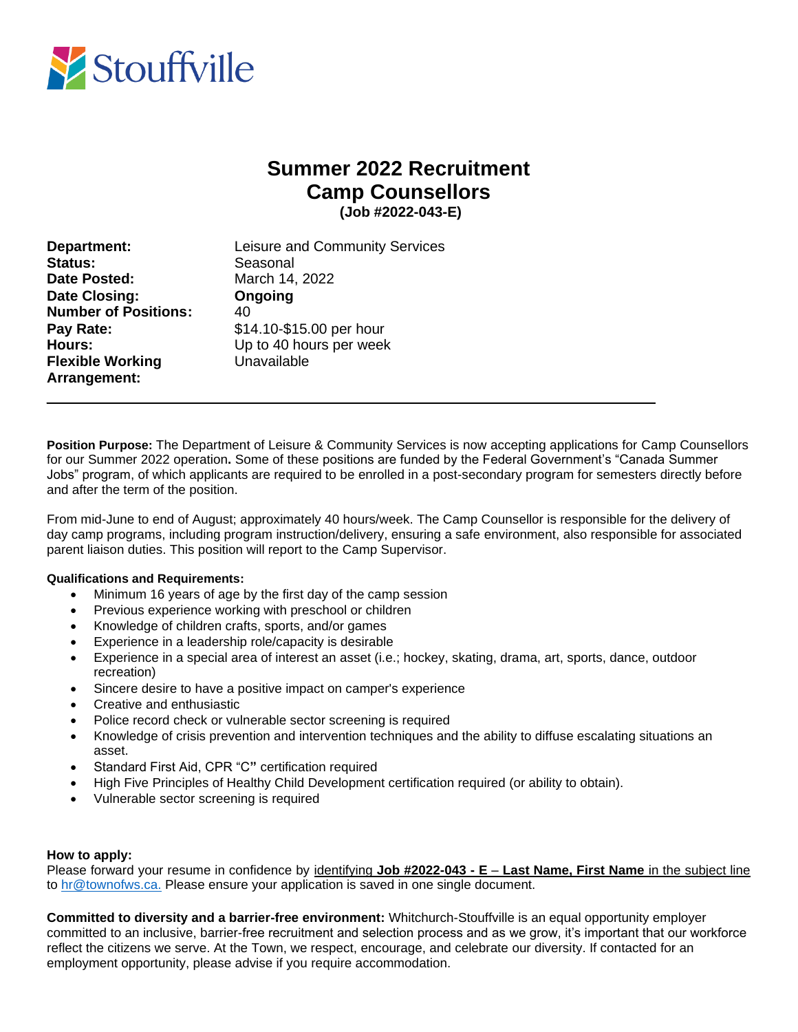Stouffville

# Summer 2022 Recruitment
# Camp Counsellors
**(Job #2022-043-E)**

| | |
|---|---|
| **Department:** | Leisure and Community Services |
| **Status:** | Seasonal |
| **Date Posted:** | March 14, 2022 |
| **Date Closing:** | **Ongoing** |
| **Number of Positions:** | 40 |
| **Pay Rate:** | $14.10-$15.00 per hour |
| **Hours:** | Up to 40 hours per week |
| **Flexible Working Arrangement:** | Unavailable |

---

**Position Purpose:** The Department of Leisure & Community Services is now accepting applications for Camp Counsellors for our Summer 2022 operation**.** Some of these positions are funded by the Federal Government's "Canada Summer Jobs" program, of which applicants are required to be enrolled in a post-secondary program for semesters directly before and after the term of the position.

From mid-June to end of August; approximately 40 hours/week. The Camp Counsellor is responsible for the delivery of day camp programs, including program instruction/delivery, ensuring a safe environment, also responsible for associated parent liaison duties. This position will report to the Camp Supervisor.

**Qualifications and Requirements:**

- Minimum 16 years of age by the first day of the camp session
- Previous experience working with preschool or children
- Knowledge of children crafts, sports, and/or games
- Experience in a leadership role/capacity is desirable
- Experience in a special area of interest an asset (i.e.; hockey, skating, drama, art, sports, dance, outdoor recreation)
- Sincere desire to have a positive impact on camper's experience
- Creative and enthusiastic
- Police record check or vulnerable sector screening is required
- Knowledge of crisis prevention and intervention techniques and the ability to diffuse escalating situations an asset.
- Standard First Aid, CPR "C**"** certification required
- High Five Principles of Healthy Child Development certification required (or ability to obtain).
- Vulnerable sector screening is required

**How to apply:**
Please forward your resume in confidence by identifying **Job #2022-043 - E** – **Last Name, First Name** in the subject line to hr@townofws.ca. Please ensure your application is saved in one single document.

**Committed to diversity and a barrier-free environment:** Whitchurch-Stouffville is an equal opportunity employer committed to an inclusive, barrier-free recruitment and selection process and as we grow, it's important that our workforce reflect the citizens we serve. At the Town, we respect, encourage, and celebrate our diversity. If contacted for an employment opportunity, please advise if you require accommodation.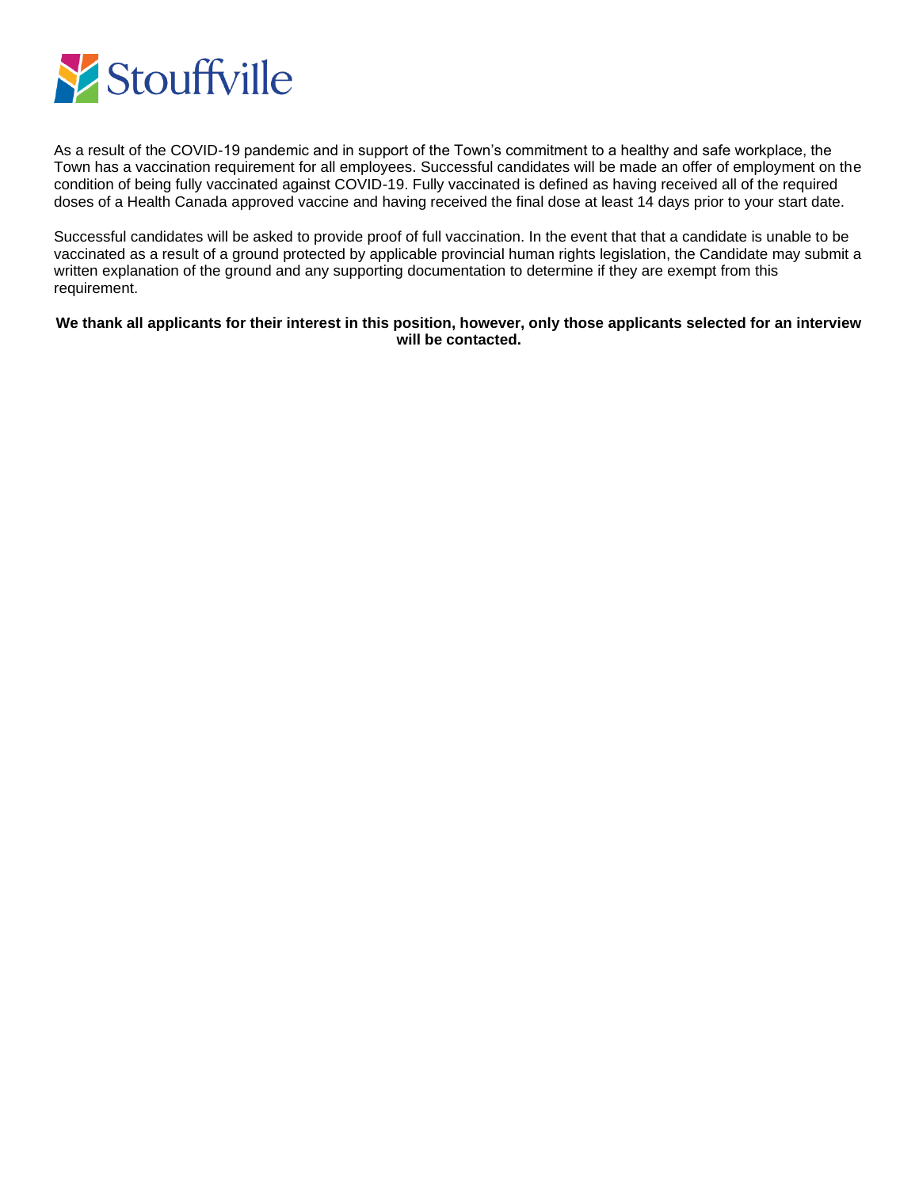As a result of the COVID-19 pandemic and in support of the Town's commitment to a healthy and safe workplace, the Town has a vaccination requirement for all employees. Successful candidates will be made an offer of employment on the condition of being fully vaccinated against COVID-19. Fully vaccinated is defined as having received all of the required doses of a Health Canada approved vaccine and having received the final dose at least 14 days prior to your start date.

Successful candidates will be asked to provide proof of full vaccination. In the event that that a candidate is unable to be vaccinated as a result of a ground protected by applicable provincial human rights legislation, the Candidate may submit a written explanation of the ground and any supporting documentation to determine if they are exempt from this requirement.

**We thank all applicants for their interest in this position, however, only those applicants selected for an interview will be contacted.**